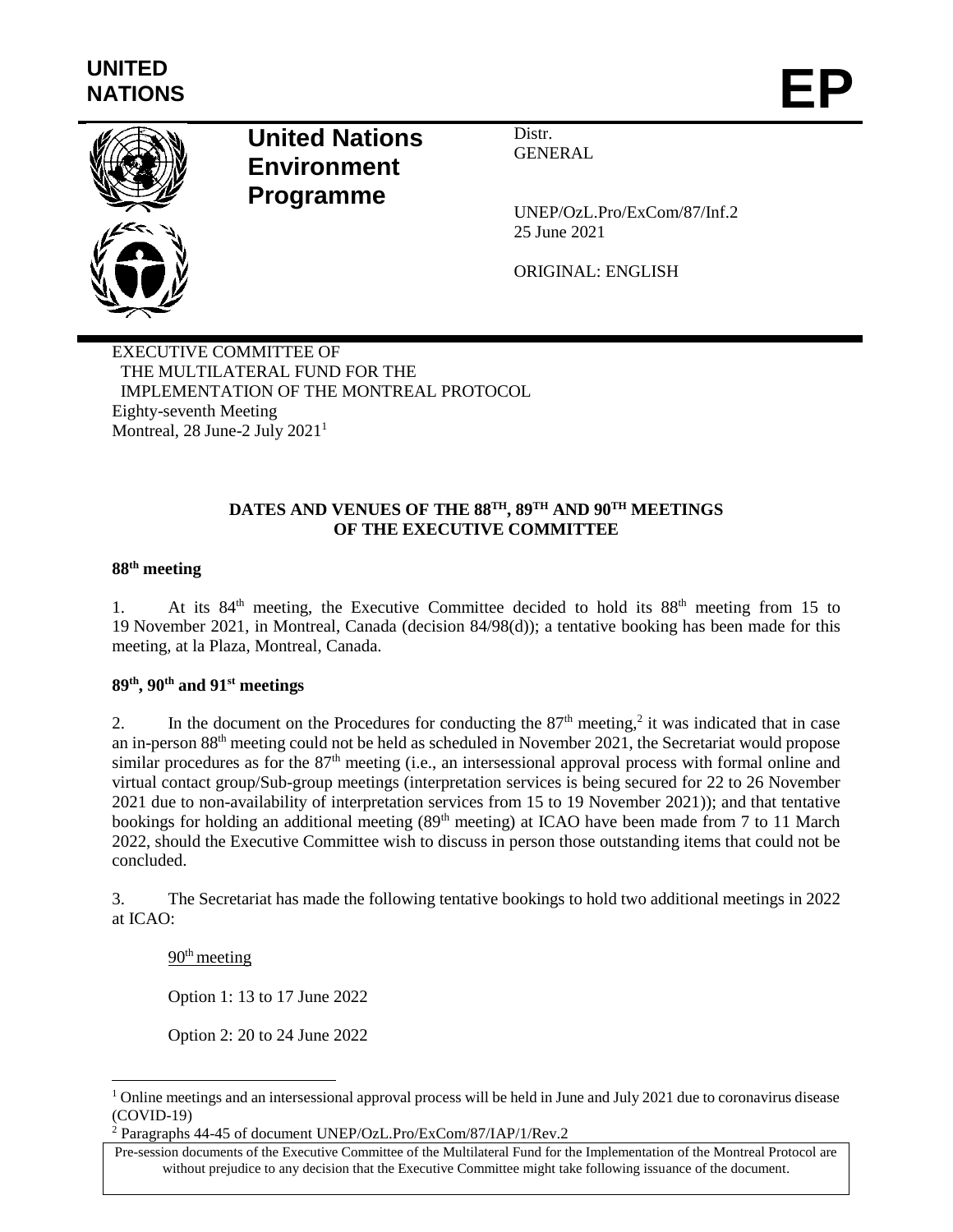UNITED NATIONS

# EP

**United Nations Environment Programme**

Distr.
GENERAL

UNEP/OzL.Pro/ExCom/87/Inf.2
25 June 2021

ORIGINAL: ENGLISH

EXECUTIVE COMMITTEE OF
THE MULTILATERAL FUND FOR THE
IMPLEMENTATION OF THE MONTREAL PROTOCOL
Eighty-seventh Meeting
Montreal, 28 June-2 July 2021[1]

## DATES AND VENUES OF THE 88TH, 89TH AND 90TH MEETINGS OF THE EXECUTIVE COMMITTEE

### 88th meeting

1. At its 84th meeting, the Executive Committee decided to hold its 88th meeting from 15 to 19 November 2021, in Montreal, Canada (decision 84/98(d)); a tentative booking has been made for this meeting, at la Plaza, Montreal, Canada.

### 89th, 90th and 91st meetings

2. In the document on the Procedures for conducting the 87th meeting,[2] it was indicated that in case an in-person 88th meeting could not be held as scheduled in November 2021, the Secretariat would propose similar procedures as for the 87th meeting (i.e., an intersessional approval process with formal online and virtual contact group/Sub-group meetings (interpretation services is being secured for 22 to 26 November 2021 due to non-availability of interpretation services from 15 to 19 November 2021)); and that tentative bookings for holding an additional meeting (89th meeting) at ICAO have been made from 7 to 11 March 2022, should the Executive Committee wish to discuss in person those outstanding items that could not be concluded.

3. The Secretariat has made the following tentative bookings to hold two additional meetings in 2022 at ICAO:

90th meeting

Option 1: 13 to 17 June 2022

Option 2: 20 to 24 June 2022

---

[1] Online meetings and an intersessional approval process will be held in June and July 2021 due to coronavirus disease (COVID-19)

[2] Paragraphs 44-45 of document UNEP/OzL.Pro/ExCom/87/IAP/1/Rev.2

Pre-session documents of the Executive Committee of the Multilateral Fund for the Implementation of the Montreal Protocol are without prejudice to any decision that the Executive Committee might take following issuance of the document.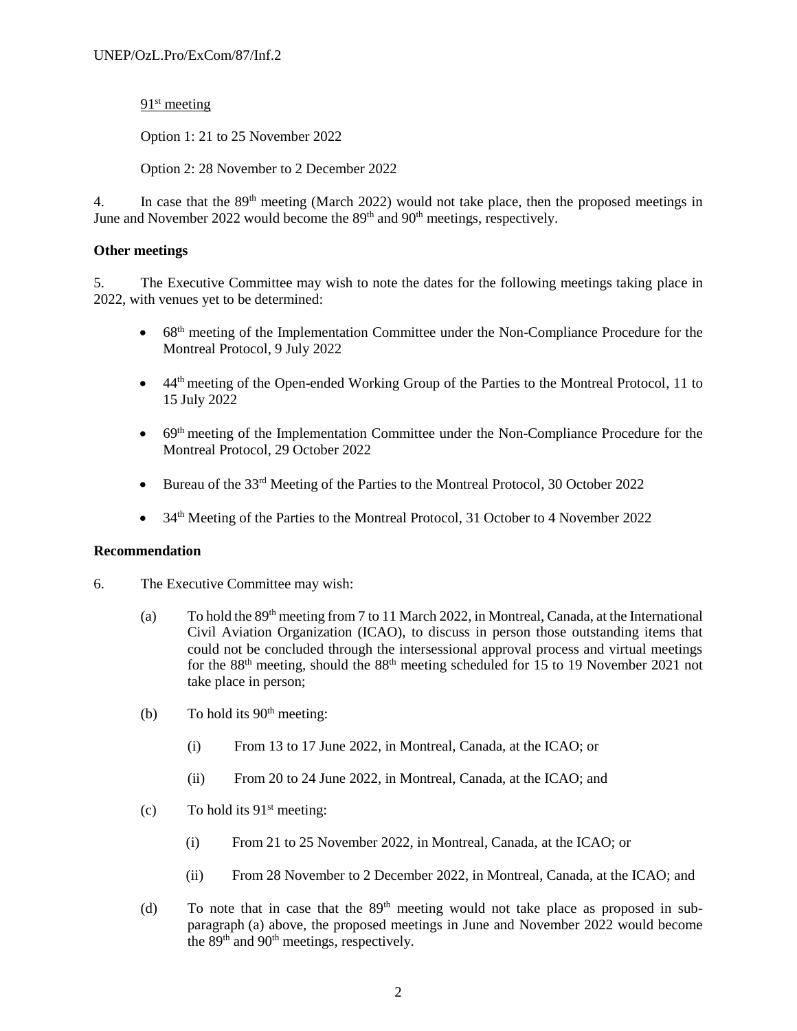91st meeting

Option 1: 21 to 25 November 2022

Option 2: 28 November to 2 December 2022

4. In case that the 89th meeting (March 2022) would not take place, then the proposed meetings in June and November 2022 would become the 89th and 90th meetings, respectively.

**Other meetings**

5. The Executive Committee may wish to note the dates for the following meetings taking place in 2022, with venues yet to be determined:

- 68th meeting of the Implementation Committee under the Non-Compliance Procedure for the Montreal Protocol, 9 July 2022
- 44th meeting of the Open-ended Working Group of the Parties to the Montreal Protocol, 11 to 15 July 2022
- 69th meeting of the Implementation Committee under the Non-Compliance Procedure for the Montreal Protocol, 29 October 2022
- Bureau of the 33rd Meeting of the Parties to the Montreal Protocol, 30 October 2022
- 34th Meeting of the Parties to the Montreal Protocol, 31 October to 4 November 2022

**Recommendation**

6. The Executive Committee may wish:

(a) To hold the 89th meeting from 7 to 11 March 2022, in Montreal, Canada, at the International Civil Aviation Organization (ICAO), to discuss in person those outstanding items that could not be concluded through the intersessional approval process and virtual meetings for the 88th meeting, should the 88th meeting scheduled for 15 to 19 November 2021 not take place in person;

(b) To hold its 90th meeting:

(i) From 13 to 17 June 2022, in Montreal, Canada, at the ICAO; or

(ii) From 20 to 24 June 2022, in Montreal, Canada, at the ICAO; and

(c) To hold its 91st meeting:

(i) From 21 to 25 November 2022, in Montreal, Canada, at the ICAO; or

(ii) From 28 November to 2 December 2022, in Montreal, Canada, at the ICAO; and

(d) To note that in case that the 89th meeting would not take place as proposed in sub-paragraph (a) above, the proposed meetings in June and November 2022 would become the 89th and 90th meetings, respectively.